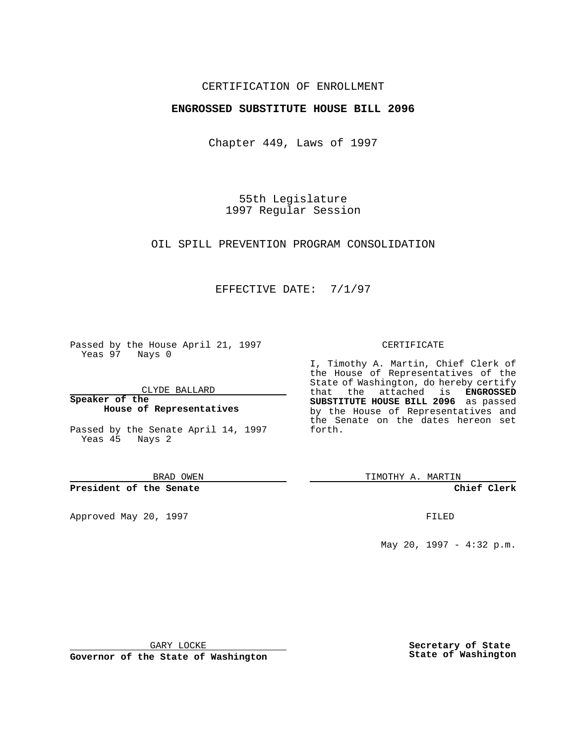CERTIFICATION OF ENROLLMENT

**ENGROSSED SUBSTITUTE HOUSE BILL 2096**

Chapter 449, Laws of 1997

55th Legislature
1997 Regular Session

OIL SPILL PREVENTION PROGRAM CONSOLIDATION

EFFECTIVE DATE: 7/1/97

Passed by the House April 21, 1997
Yeas 97 Nays 0

CLYDE BALLARD

**Speaker of the House of Representatives**

Passed by the Senate April 14, 1997
Yeas 45 Nays 2

BRAD OWEN

**President of the Senate**

Approved May 20, 1997

GARY LOCKE

**Governor of the State of Washington**

CERTIFICATE

I, Timothy A. Martin, Chief Clerk of the House of Representatives of the State of Washington, do hereby certify that the attached is **ENGROSSED SUBSTITUTE HOUSE BILL 2096** as passed by the House of Representatives and the Senate on the dates hereon set forth.

TIMOTHY A. MARTIN

**Chief Clerk**

FILED

May 20, 1997 - 4:32 p.m.

**Secretary of State State of Washington**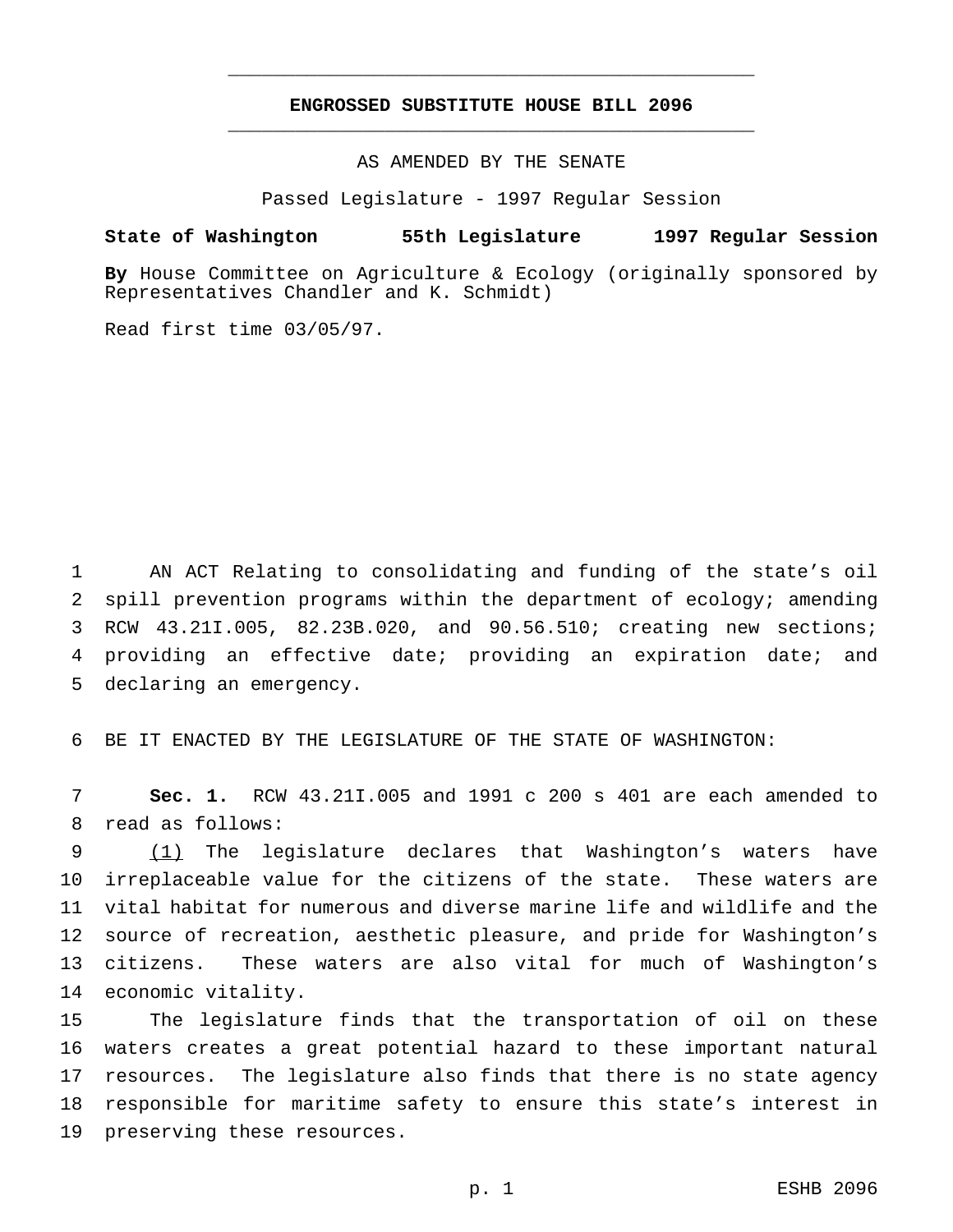# ENGROSSED SUBSTITUTE HOUSE BILL 2096

AS AMENDED BY THE SENATE

Passed Legislature - 1997 Regular Session

**State of Washington 55th Legislature 1997 Regular Session**

**By** House Committee on Agriculture & Ecology (originally sponsored by Representatives Chandler and K. Schmidt)

Read first time 03/05/97.

AN ACT Relating to consolidating and funding of the state's oil spill prevention programs within the department of ecology; amending RCW 43.21I.005, 82.23B.020, and 90.56.510; creating new sections; providing an effective date; providing an expiration date; and declaring an emergency.

BE IT ENACTED BY THE LEGISLATURE OF THE STATE OF WASHINGTON:

**Sec. 1.** RCW 43.21I.005 and 1991 c 200 s 401 are each amended to read as follows:

(1) The legislature declares that Washington's waters have irreplaceable value for the citizens of the state. These waters are vital habitat for numerous and diverse marine life and wildlife and the source of recreation, aesthetic pleasure, and pride for Washington's citizens. These waters are also vital for much of Washington's economic vitality.

The legislature finds that the transportation of oil on these waters creates a great potential hazard to these important natural resources. The legislature also finds that there is no state agency responsible for maritime safety to ensure this state's interest in preserving these resources.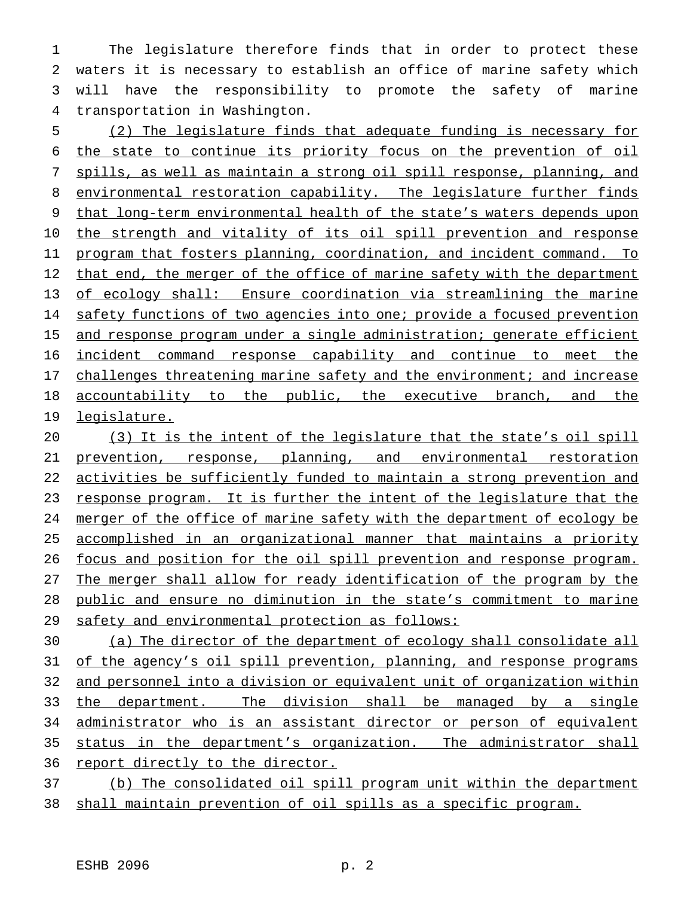The legislature therefore finds that in order to protect these waters it is necessary to establish an office of marine safety which will have the responsibility to promote the safety of marine transportation in Washington.

(2) The legislature finds that adequate funding is necessary for the state to continue its priority focus on the prevention of oil spills, as well as maintain a strong oil spill response, planning, and environmental restoration capability. The legislature further finds that long-term environmental health of the state's waters depends upon the strength and vitality of its oil spill prevention and response program that fosters planning, coordination, and incident command. To that end, the merger of the office of marine safety with the department of ecology shall: Ensure coordination via streamlining the marine safety functions of two agencies into one; provide a focused prevention and response program under a single administration; generate efficient incident command response capability and continue to meet the challenges threatening marine safety and the environment; and increase accountability to the public, the executive branch, and the legislature.

(3) It is the intent of the legislature that the state's oil spill prevention, response, planning, and environmental restoration activities be sufficiently funded to maintain a strong prevention and response program. It is further the intent of the legislature that the merger of the office of marine safety with the department of ecology be accomplished in an organizational manner that maintains a priority focus and position for the oil spill prevention and response program. The merger shall allow for ready identification of the program by the public and ensure no diminution in the state's commitment to marine safety and environmental protection as follows:

(a) The director of the department of ecology shall consolidate all of the agency's oil spill prevention, planning, and response programs and personnel into a division or equivalent unit of organization within the department. The division shall be managed by a single administrator who is an assistant director or person of equivalent status in the department's organization. The administrator shall report directly to the director.

(b) The consolidated oil spill program unit within the department shall maintain prevention of oil spills as a specific program.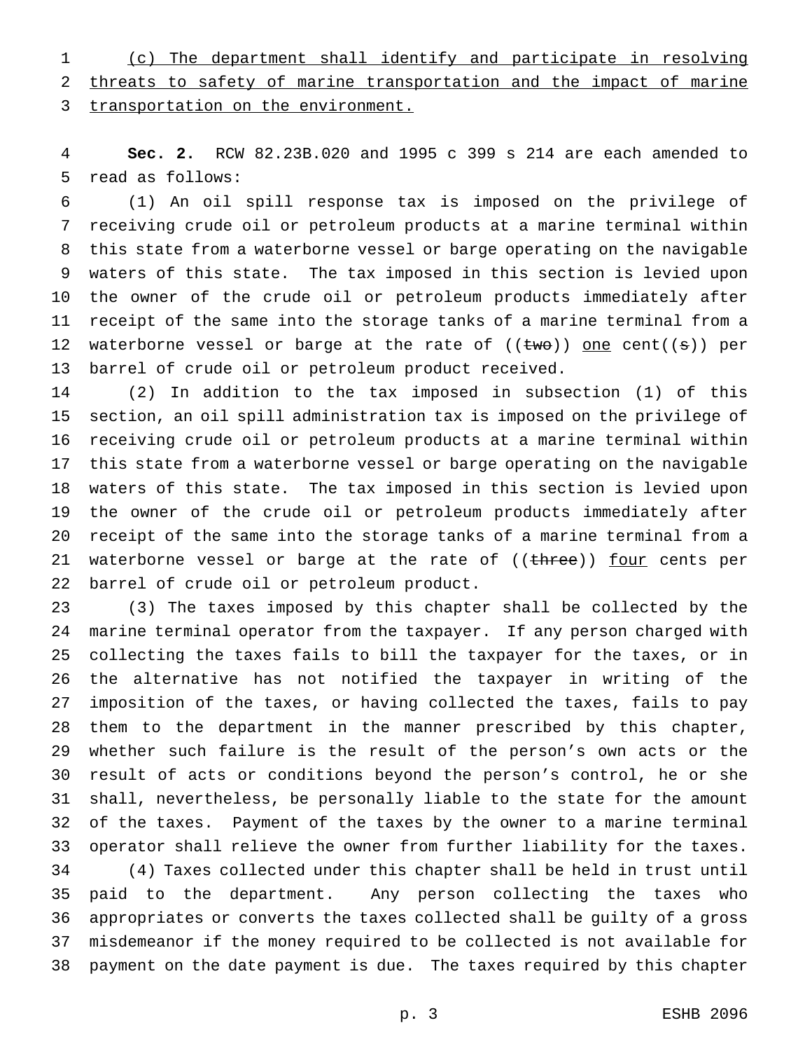(c) The department shall identify and participate in resolving threats to safety of marine transportation and the impact of marine transportation on the environment.

**Sec. 2.** RCW 82.23B.020 and 1995 c 399 s 214 are each amended to read as follows:

(1) An oil spill response tax is imposed on the privilege of receiving crude oil or petroleum products at a marine terminal within this state from a waterborne vessel or barge operating on the navigable waters of this state. The tax imposed in this section is levied upon the owner of the crude oil or petroleum products immediately after receipt of the same into the storage tanks of a marine terminal from a waterborne vessel or barge at the rate of ((~~two~~)) one cent((~~s~~)) per barrel of crude oil or petroleum product received.

(2) In addition to the tax imposed in subsection (1) of this section, an oil spill administration tax is imposed on the privilege of receiving crude oil or petroleum products at a marine terminal within this state from a waterborne vessel or barge operating on the navigable waters of this state. The tax imposed in this section is levied upon the owner of the crude oil or petroleum products immediately after receipt of the same into the storage tanks of a marine terminal from a waterborne vessel or barge at the rate of ((~~three~~)) four cents per barrel of crude oil or petroleum product.

(3) The taxes imposed by this chapter shall be collected by the marine terminal operator from the taxpayer. If any person charged with collecting the taxes fails to bill the taxpayer for the taxes, or in the alternative has not notified the taxpayer in writing of the imposition of the taxes, or having collected the taxes, fails to pay them to the department in the manner prescribed by this chapter, whether such failure is the result of the person's own acts or the result of acts or conditions beyond the person's control, he or she shall, nevertheless, be personally liable to the state for the amount of the taxes. Payment of the taxes by the owner to a marine terminal operator shall relieve the owner from further liability for the taxes.

(4) Taxes collected under this chapter shall be held in trust until paid to the department. Any person collecting the taxes who appropriates or converts the taxes collected shall be guilty of a gross misdemeanor if the money required to be collected is not available for payment on the date payment is due. The taxes required by this chapter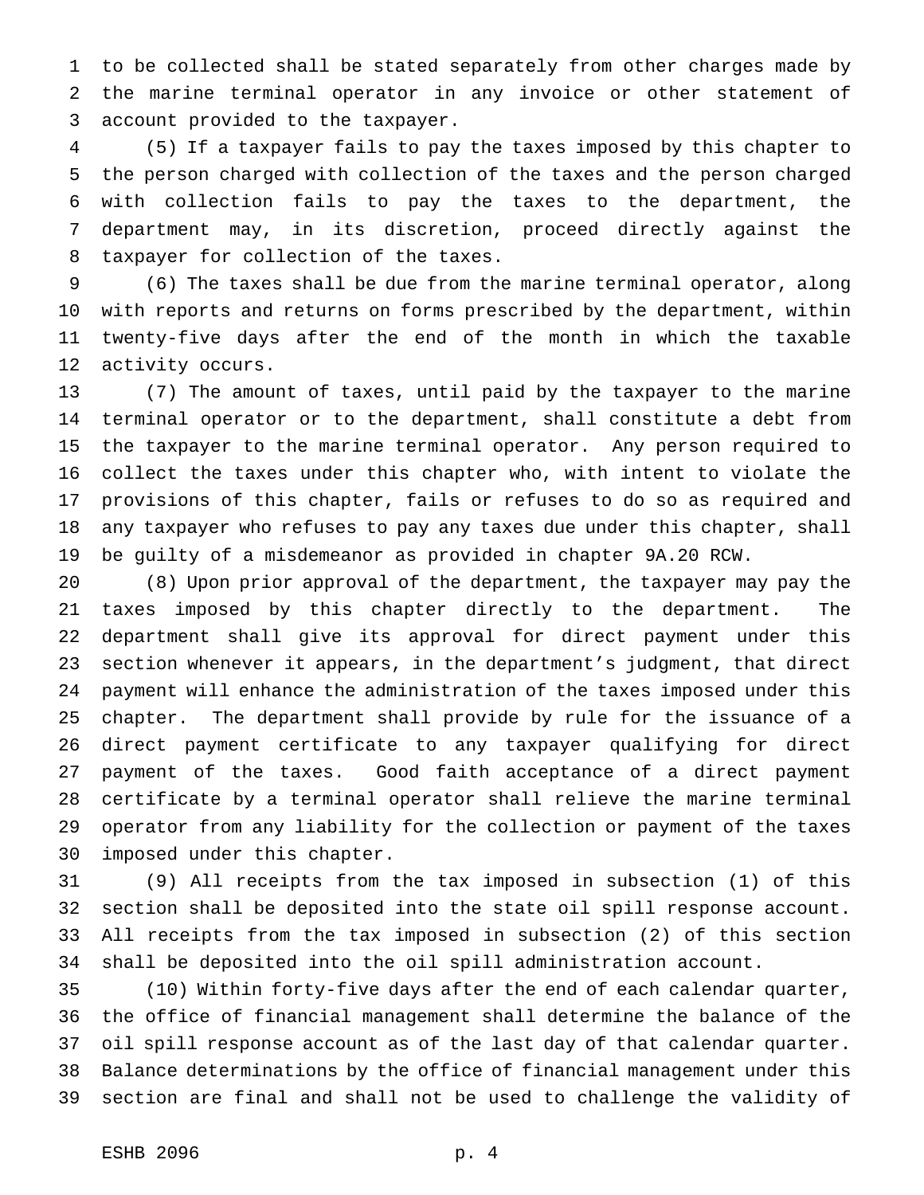to be collected shall be stated separately from other charges made by the marine terminal operator in any invoice or other statement of account provided to the taxpayer.

(5) If a taxpayer fails to pay the taxes imposed by this chapter to the person charged with collection of the taxes and the person charged with collection fails to pay the taxes to the department, the department may, in its discretion, proceed directly against the taxpayer for collection of the taxes.

(6) The taxes shall be due from the marine terminal operator, along with reports and returns on forms prescribed by the department, within twenty-five days after the end of the month in which the taxable activity occurs.

(7) The amount of taxes, until paid by the taxpayer to the marine terminal operator or to the department, shall constitute a debt from the taxpayer to the marine terminal operator. Any person required to collect the taxes under this chapter who, with intent to violate the provisions of this chapter, fails or refuses to do so as required and any taxpayer who refuses to pay any taxes due under this chapter, shall be guilty of a misdemeanor as provided in chapter 9A.20 RCW.

(8) Upon prior approval of the department, the taxpayer may pay the taxes imposed by this chapter directly to the department. The department shall give its approval for direct payment under this section whenever it appears, in the department's judgment, that direct payment will enhance the administration of the taxes imposed under this chapter. The department shall provide by rule for the issuance of a direct payment certificate to any taxpayer qualifying for direct payment of the taxes. Good faith acceptance of a direct payment certificate by a terminal operator shall relieve the marine terminal operator from any liability for the collection or payment of the taxes imposed under this chapter.

(9) All receipts from the tax imposed in subsection (1) of this section shall be deposited into the state oil spill response account. All receipts from the tax imposed in subsection (2) of this section shall be deposited into the oil spill administration account.

(10) Within forty-five days after the end of each calendar quarter, the office of financial management shall determine the balance of the oil spill response account as of the last day of that calendar quarter. Balance determinations by the office of financial management under this section are final and shall not be used to challenge the validity of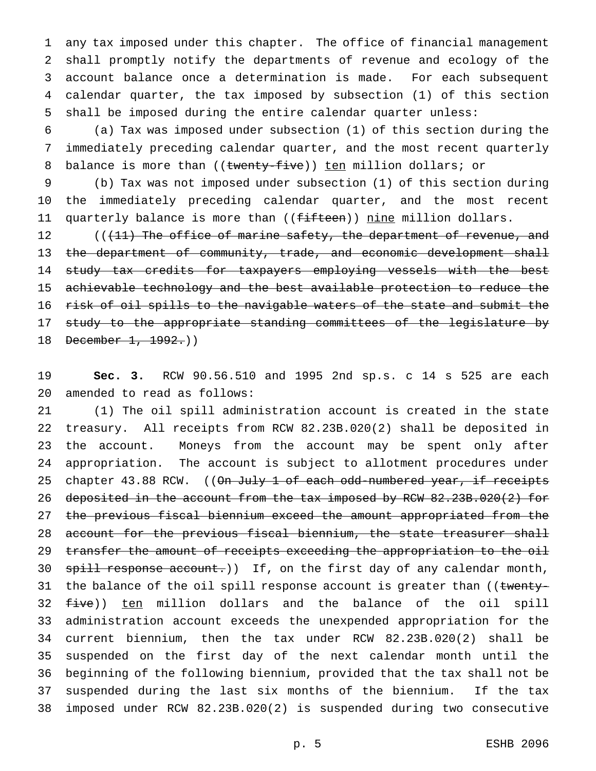any tax imposed under this chapter. The office of financial management shall promptly notify the departments of revenue and ecology of the account balance once a determination is made. For each subsequent calendar quarter, the tax imposed by subsection (1) of this section shall be imposed during the entire calendar quarter unless:

(a) Tax was imposed under subsection (1) of this section during the immediately preceding calendar quarter, and the most recent quarterly balance is more than ((~~twenty-five~~)) <u>ten</u> million dollars; or

(b) Tax was not imposed under subsection (1) of this section during the immediately preceding calendar quarter, and the most recent quarterly balance is more than ((~~fifteen~~)) <u>nine</u> million dollars.

((~~(11) The office of marine safety, the department of revenue, and the department of community, trade, and economic development shall study tax credits for taxpayers employing vessels with the best achievable technology and the best available protection to reduce the risk of oil spills to the navigable waters of the state and submit the study to the appropriate standing committees of the legislature by December 1, 1992.~~))

**Sec. 3.** RCW 90.56.510 and 1995 2nd sp.s. c 14 s 525 are each amended to read as follows:

(1) The oil spill administration account is created in the state treasury. All receipts from RCW 82.23B.020(2) shall be deposited in the account. Moneys from the account may be spent only after appropriation. The account is subject to allotment procedures under chapter 43.88 RCW. ((~~On July 1 of each odd-numbered year, if receipts deposited in the account from the tax imposed by RCW 82.23B.020(2) for the previous fiscal biennium exceed the amount appropriated from the account for the previous fiscal biennium, the state treasurer shall transfer the amount of receipts exceeding the appropriation to the oil spill response account.~~)) If, on the first day of any calendar month, the balance of the oil spill response account is greater than ((~~twenty-five~~)) <u>ten</u> million dollars and the balance of the oil spill administration account exceeds the unexpended appropriation for the current biennium, then the tax under RCW 82.23B.020(2) shall be suspended on the first day of the next calendar month until the beginning of the following biennium, provided that the tax shall not be suspended during the last six months of the biennium. If the tax imposed under RCW 82.23B.020(2) is suspended during two consecutive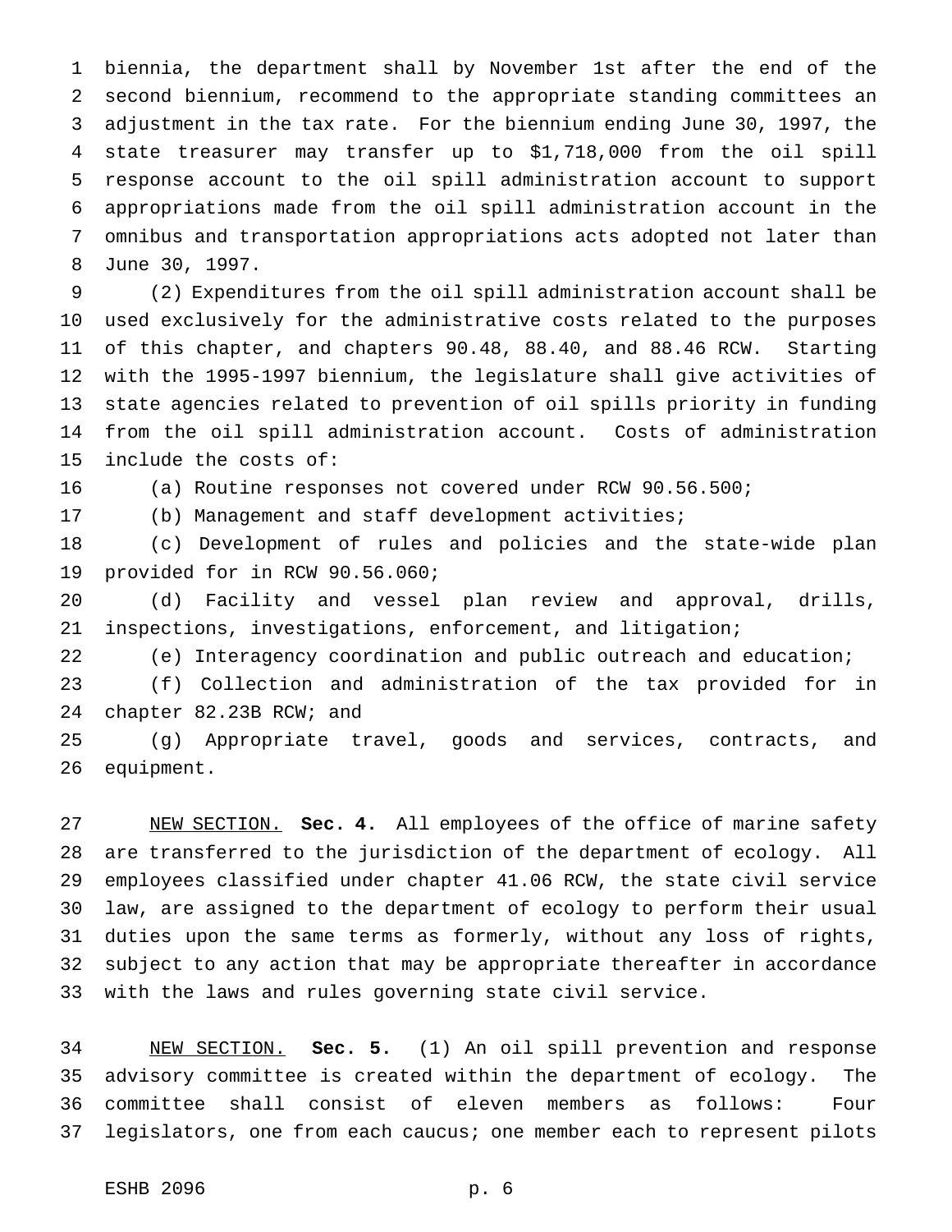biennia, the department shall by November 1st after the end of the second biennium, recommend to the appropriate standing committees an adjustment in the tax rate. For the biennium ending June 30, 1997, the state treasurer may transfer up to $1,718,000 from the oil spill response account to the oil spill administration account to support appropriations made from the oil spill administration account in the omnibus and transportation appropriations acts adopted not later than June 30, 1997.

(2) Expenditures from the oil spill administration account shall be used exclusively for the administrative costs related to the purposes of this chapter, and chapters 90.48, 88.40, and 88.46 RCW. Starting with the 1995-1997 biennium, the legislature shall give activities of state agencies related to prevention of oil spills priority in funding from the oil spill administration account. Costs of administration include the costs of:

(a) Routine responses not covered under RCW 90.56.500;

(b) Management and staff development activities;

(c) Development of rules and policies and the state-wide plan provided for in RCW 90.56.060;

(d) Facility and vessel plan review and approval, drills, inspections, investigations, enforcement, and litigation;

(e) Interagency coordination and public outreach and education;

(f) Collection and administration of the tax provided for in chapter 82.23B RCW; and

(g) Appropriate travel, goods and services, contracts, and equipment.

NEW SECTION. **Sec. 4.** All employees of the office of marine safety are transferred to the jurisdiction of the department of ecology. All employees classified under chapter 41.06 RCW, the state civil service law, are assigned to the department of ecology to perform their usual duties upon the same terms as formerly, without any loss of rights, subject to any action that may be appropriate thereafter in accordance with the laws and rules governing state civil service.

NEW SECTION. **Sec. 5.** (1) An oil spill prevention and response advisory committee is created within the department of ecology. The committee shall consist of eleven members as follows: Four legislators, one from each caucus; one member each to represent pilots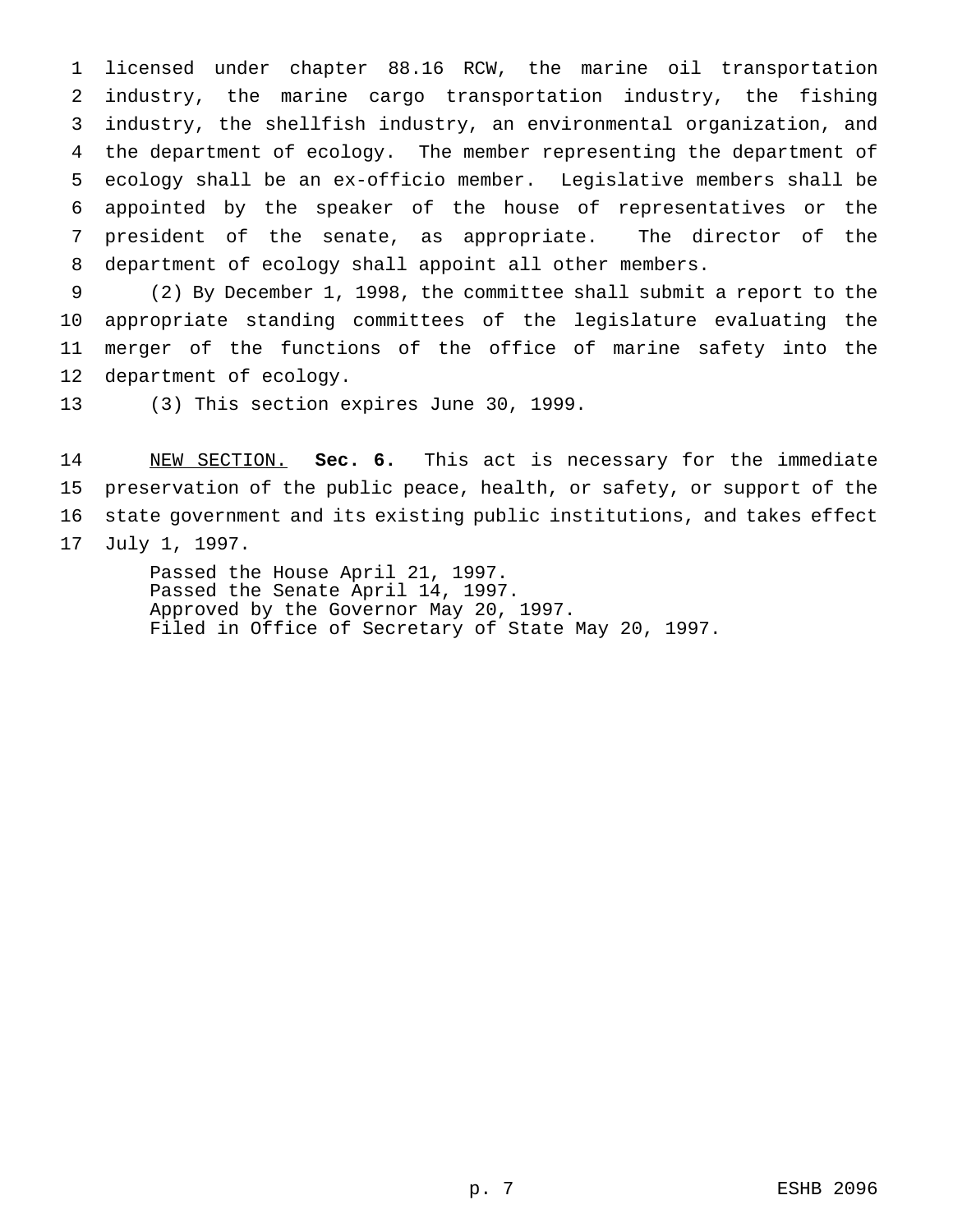licensed under chapter 88.16 RCW, the marine oil transportation industry, the marine cargo transportation industry, the fishing industry, the shellfish industry, an environmental organization, and the department of ecology. The member representing the department of ecology shall be an ex-officio member. Legislative members shall be appointed by the speaker of the house of representatives or the president of the senate, as appropriate. The director of the department of ecology shall appoint all other members.

(2) By December 1, 1998, the committee shall submit a report to the appropriate standing committees of the legislature evaluating the merger of the functions of the office of marine safety into the department of ecology.

(3) This section expires June 30, 1999.

NEW SECTION. **Sec. 6.** This act is necessary for the immediate preservation of the public peace, health, or safety, or support of the state government and its existing public institutions, and takes effect July 1, 1997.

Passed the House April 21, 1997.
Passed the Senate April 14, 1997.
Approved by the Governor May 20, 1997.
Filed in Office of Secretary of State May 20, 1997.